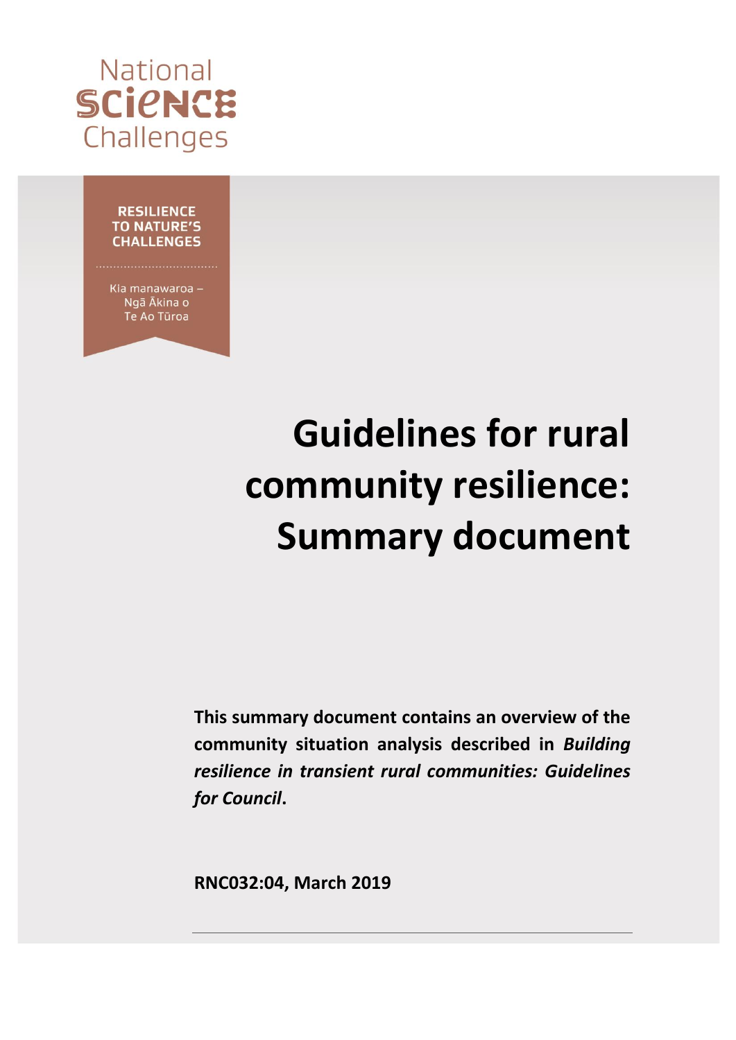National
SCIENCE
Challenges

**RESILIENCE TO NATURE'S CHALLENGES**

Kia manawaroa – Ngā Ākina o Te Ao Tūroa

# Guidelines for rural community resilience: Summary document

**This summary document contains an overview of the community situation analysis described in *Building resilience in transient rural communities: Guidelines for Council*.**

**RNC032:04, March 2019**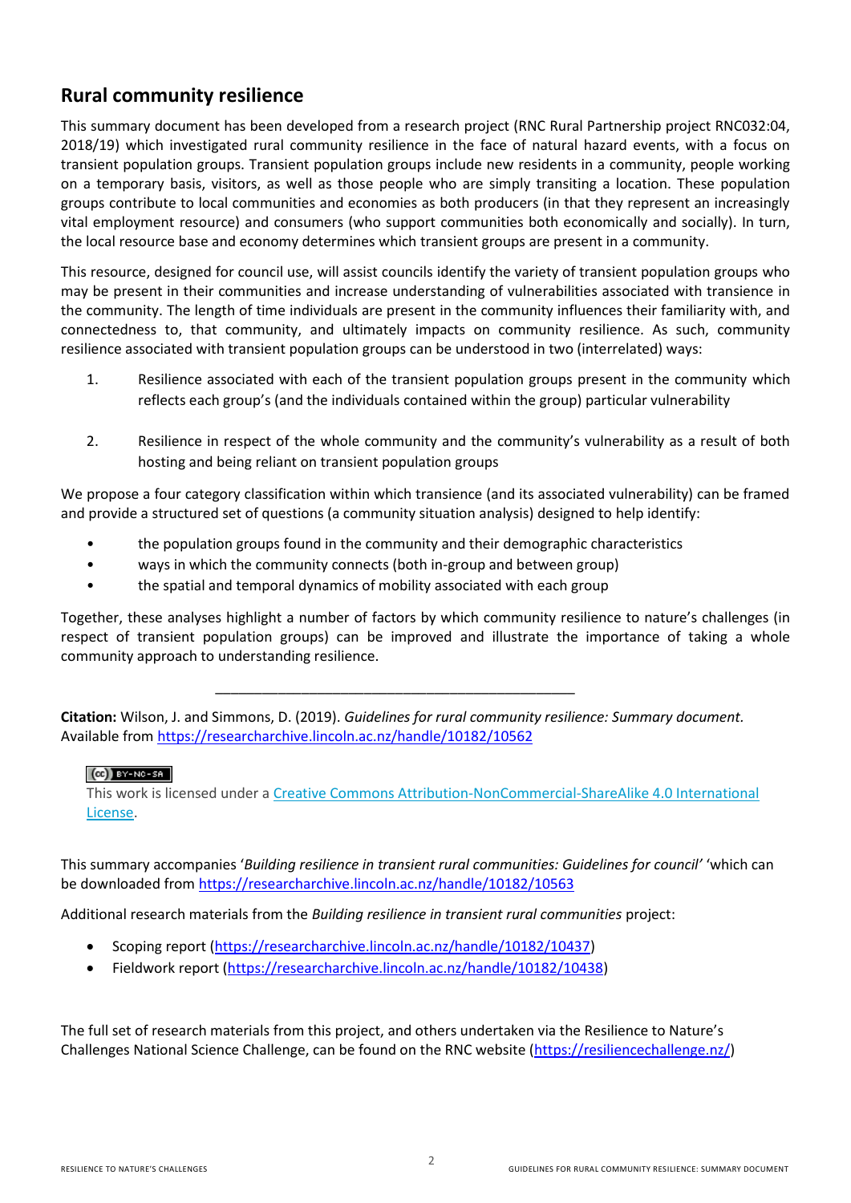## Rural community resilience

This summary document has been developed from a research project (RNC Rural Partnership project RNC032:04, 2018/19) which investigated rural community resilience in the face of natural hazard events, with a focus on transient population groups. Transient population groups include new residents in a community, people working on a temporary basis, visitors, as well as those people who are simply transiting a location. These population groups contribute to local communities and economies as both producers (in that they represent an increasingly vital employment resource) and consumers (who support communities both economically and socially). In turn, the local resource base and economy determines which transient groups are present in a community.

This resource, designed for council use, will assist councils identify the variety of transient population groups who may be present in their communities and increase understanding of vulnerabilities associated with transience in the community. The length of time individuals are present in the community influences their familiarity with, and connectedness to, that community, and ultimately impacts on community resilience. As such, community resilience associated with transient population groups can be understood in two (interrelated) ways:

1. Resilience associated with each of the transient population groups present in the community which reflects each group's (and the individuals contained within the group) particular vulnerability

2. Resilience in respect of the whole community and the community's vulnerability as a result of both hosting and being reliant on transient population groups

We propose a four category classification within which transience (and its associated vulnerability) can be framed and provide a structured set of questions (a community situation analysis) designed to help identify:

- the population groups found in the community and their demographic characteristics
- ways in which the community connects (both in-group and between group)
- the spatial and temporal dynamics of mobility associated with each group

Together, these analyses highlight a number of factors by which community resilience to nature's challenges (in respect of transient population groups) can be improved and illustrate the importance of taking a whole community approach to understanding resilience.

---

**Citation:** Wilson, J. and Simmons, D. (2019). *Guidelines for rural community resilience: Summary document.* Available from https://researcharchive.lincoln.ac.nz/handle/10182/10562

(cc) BY-NC-SA

This work is licensed under a Creative Commons Attribution-NonCommercial-ShareAlike 4.0 International License.

This summary accompanies '*Building resilience in transient rural communities: Guidelines for council*' 'which can be downloaded from https://researcharchive.lincoln.ac.nz/handle/10182/10563

Additional research materials from the *Building resilience in transient rural communities* project:

- Scoping report (https://researcharchive.lincoln.ac.nz/handle/10182/10437)
- Fieldwork report (https://researcharchive.lincoln.ac.nz/handle/10182/10438)

The full set of research materials from this project, and others undertaken via the Resilience to Nature's Challenges National Science Challenge, can be found on the RNC website (https://resiliencechallenge.nz/)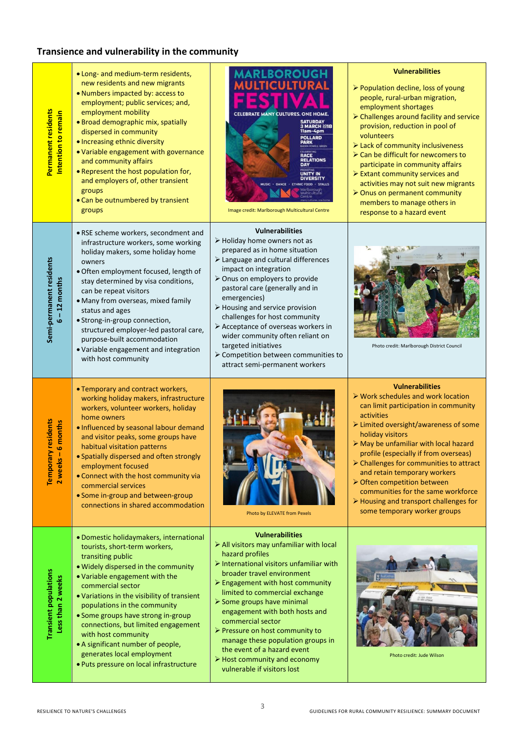## Transience and vulnerability in the community

| Population group | Characteristics | Vulnerabilities / Image | Vulnerabilities / Image |
|---|---|---|---|
| **Permanent residents** **Intention to remain** | • Long- and medium-term residents, new residents and new migrants<br>• Numbers impacted by: access to employment; public services; and, employment mobility<br>• Broad demographic mix, spatially dispersed in community<br>• Increasing ethnic diversity<br>• Variable engagement with governance and community affairs<br>• Represent the host population for, and employers of, other transient groups<br>• Can be outnumbered by transient groups | Image credit: Marlborough Multicultural Centre | **Vulnerabilities**<br>➢ Population decline, loss of young people, rural-urban migration, employment shortages<br>➢ Challenges around facility and service provision, reduction in pool of volunteers<br>➢ Lack of community inclusiveness<br>➢ Can be difficult for newcomers to participate in community affairs<br>➢ Extant community services and activities may not suit new migrants<br>➢ Onus on permanent community members to manage others in response to a hazard event |
| **Semi-permanent residents** **6 – 12 months** | • RSE scheme workers, secondment and infrastructure workers, some working holiday makers, some holiday home owners<br>• Often employment focused, length of stay determined by visa conditions, can be repeat visitors<br>• Many from overseas, mixed family status and ages<br>• Strong-in-group connection, structured employer-led pastoral care, purpose-built accommodation<br>• Variable engagement and integration with host community | **Vulnerabilities**<br>➢ Holiday home owners not as prepared as in home situation<br>➢ Language and cultural differences impact on integration<br>➢ Onus on employers to provide pastoral care (generally and in emergencies)<br>➢ Housing and service provision challenges for host community<br>➢ Acceptance of overseas workers in wider community often reliant on targeted initiatives<br>➢ Competition between communities to attract semi-permanent workers | Photo credit: Marlborough District Council |
| **Temporary residents** **2 weeks – 6 months** | • Temporary and contract workers, working holiday makers, infrastructure workers, volunteer workers, holiday home owners<br>• Influenced by seasonal labour demand and visitor peaks, some groups have habitual visitation patterns<br>• Spatially dispersed and often strongly employment focused<br>• Connect with the host community via commercial services<br>• Some in-group and between-group connections in shared accommodation | Photo by ELEVATE from Pexels | **Vulnerabilities**<br>➢ Work schedules and work location can limit participation in community activities<br>➢ Limited oversight/awareness of some holiday visitors<br>➢ May be unfamiliar with local hazard profile (especially if from overseas)<br>➢ Challenges for communities to attract and retain temporary workers<br>➢ Often competition between communities for the same workforce<br>➢ Housing and transport challenges for some temporary worker groups |
| **Transient populations** **Less than 2 weeks** | • Domestic holidaymakers, international tourists, short-term workers, transiting public<br>• Widely dispersed in the community<br>• Variable engagement with the commercial sector<br>• Variations in the visibility of transient populations in the community<br>• Some groups have strong in-group connections, but limited engagement with host community<br>• A significant number of people, generates local employment<br>• Puts pressure on local infrastructure | **Vulnerabilities**<br>➢ All visitors may unfamiliar with local hazard profiles<br>➢ International visitors unfamiliar with broader travel environment<br>➢ Engagement with host community limited to commercial exchange<br>➢ Some groups have minimal engagement with both hosts and commercial sector<br>➢ Pressure on host community to manage these population groups in the event of a hazard event<br>➢ Host community and economy vulnerable if visitors lost | Photo credit: Jude Wilson |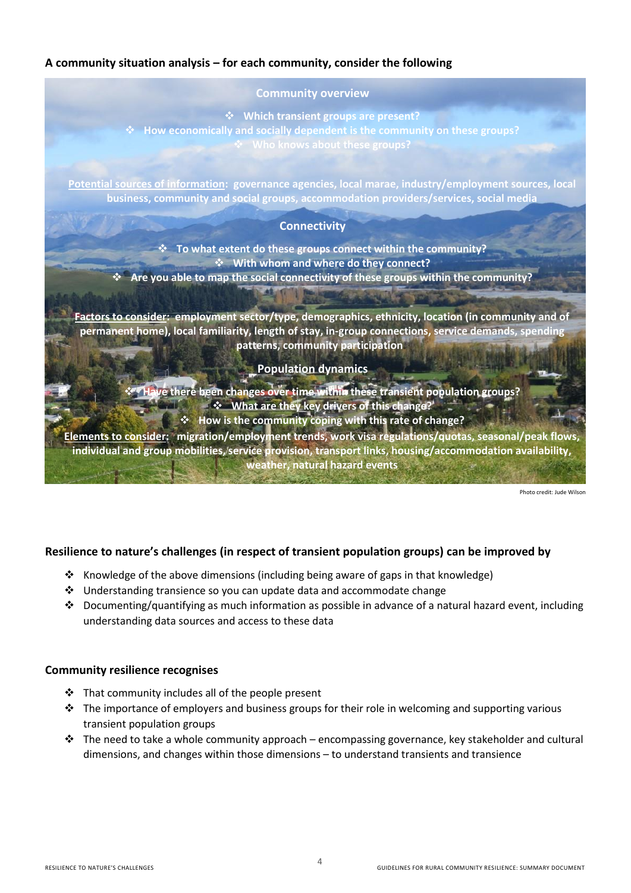**A community situation analysis – for each community, consider the following**

**Community overview**

- Which transient groups are present?
- How economically and socially dependent is the community on these groups?
- Who knows about these groups?

**Potential sources of information:** governance agencies, local marae, industry/employment sources, local business, community and social groups, accommodation providers/services, social media

**Connectivity**

- To what extent do these groups connect within the community?
- With whom and where do they connect?
- Are you able to map the social connectivity of these groups within the community?

**Factors to consider:** employment sector/type, demographics, ethnicity, location (in community and of permanent home), local familiarity, length of stay, in-group connections, service demands, spending patterns, community participation

**Population dynamics**

- Have there been changes over time within these transient population groups?
- What are they key drivers of this change?
- How is the community coping with this rate of change?

**Elements to consider:** migration/employment trends, work visa regulations/quotas, seasonal/peak flows, individual and group mobilities, service provision, transport links, housing/accommodation availability, weather, natural hazard events

Photo credit: Jude Wilson

**Resilience to nature's challenges (in respect of transient population groups) can be improved by**

- Knowledge of the above dimensions (including being aware of gaps in that knowledge)
- Understanding transience so you can update data and accommodate change
- Documenting/quantifying as much information as possible in advance of a natural hazard event, including understanding data sources and access to these data

**Community resilience recognises**

- That community includes all of the people present
- The importance of employers and business groups for their role in welcoming and supporting various transient population groups
- The need to take a whole community approach – encompassing governance, key stakeholder and cultural dimensions, and changes within those dimensions – to understand transients and transience